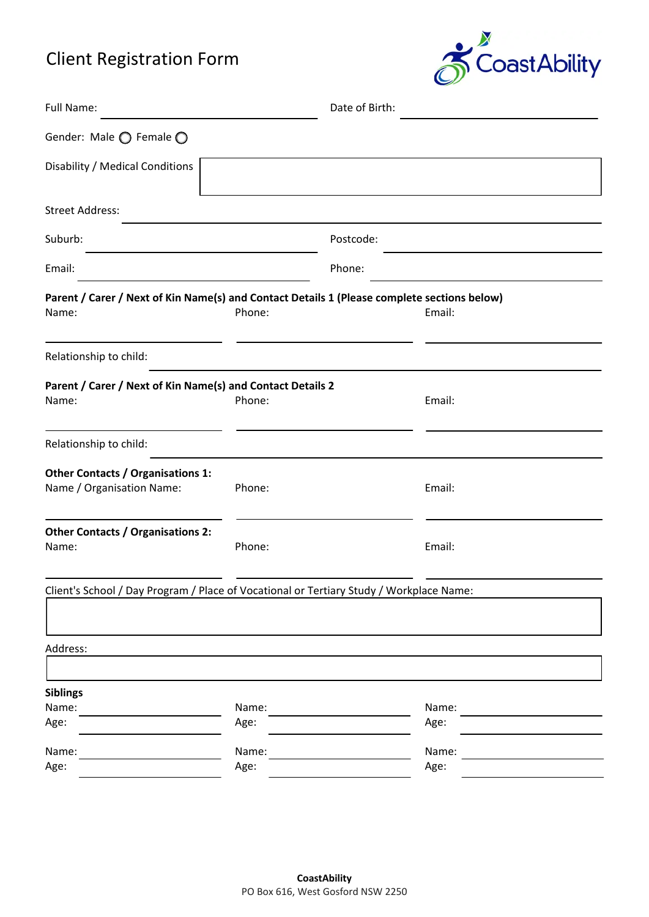# Client Registration Form

CoastAbility

Full Name: ______________________ Date of Birth: ______________________

Gender: Male ◯ Female ◯

Disability / Medical Conditions: ______________________

Street Address: ______________________

Suburb: ______________________ Postcode: ______________________

Email: ______________________ Phone: ______________________

**Parent / Carer / Next of Kin Name(s) and Contact Details 1 (Please complete sections below)**

| Name: | Phone: | Email: |
|---|---|---|
| | | |

Relationship to child: ______________________

**Parent / Carer / Next of Kin Name(s) and Contact Details 2**

| Name: | Phone: | Email: |
|---|---|---|
| | | |

Relationship to child: ______________________

**Other Contacts / Organisations 1:**

| Name / Organisation Name: | Phone: | Email: |
|---|---|---|
| | | |

**Other Contacts / Organisations 2:**

| Name: | Phone: | Email: |
|---|---|---|
| | | |

Client's School / Day Program / Place of Vocational or Tertiary Study / Workplace Name:

______________________

Address:

______________________

**Siblings**

| Name: | Name: | Name: |
|---|---|---|
| Age: | Age: | Age: |
| Name: | Name: | Name: |
| Age: | Age: | Age: |

**CoastAbility**
PO Box 616, West Gosford NSW 2250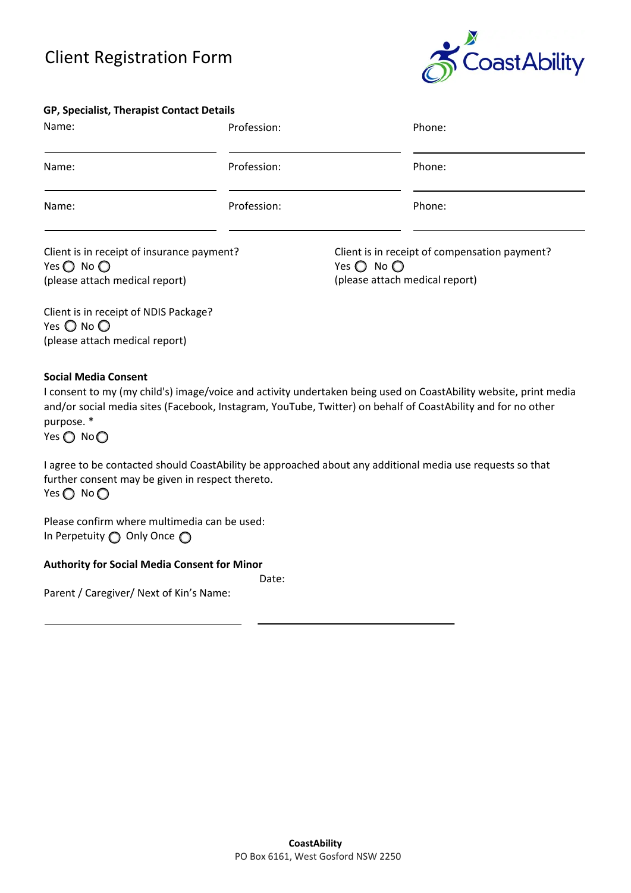# Client Registration Form

**GP, Specialist, Therapist Contact Details**

| Name: | Profession: | Phone: |
|---|---|---|
| Name: | Profession: | Phone: |
| Name: | Profession: | Phone: |

Client is in receipt of insurance payment?
Yes ◯ No ◯
(please attach medical report)

Client is in receipt of compensation payment?
Yes ◯ No ◯
(please attach medical report)

Client is in receipt of NDIS Package?
Yes ◯ No ◯
(please attach medical report)

**Social Media Consent**

I consent to my (my child's) image/voice and activity undertaken being used on CoastAbility website, print media and/or social media sites (Facebook, Instagram, YouTube, Twitter) on behalf of CoastAbility and for no other purpose. *
Yes ◯ No ◯

I agree to be contacted should CoastAbility be approached about any additional media use requests so that further consent may be given in respect thereto.
Yes ◯ No ◯

Please confirm where multimedia can be used:
In Perpetuity ◯ Only Once ◯

**Authority for Social Media Consent for Minor**

Parent / Caregiver/ Next of Kin's Name: ______________________

Date: ______________________

**CoastAbility**
PO Box 6161, West Gosford NSW 2250